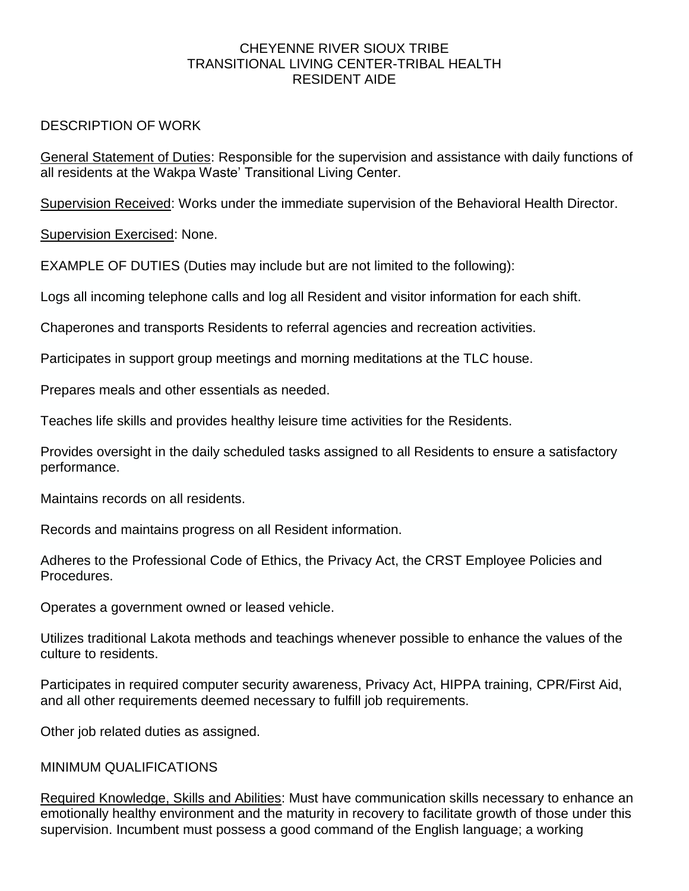# CHEYENNE RIVER SIOUX TRIBE
## TRANSITIONAL LIVING CENTER-TRIBAL HEALTH
## RESIDENT AIDE

DESCRIPTION OF WORK

General Statement of Duties: Responsible for the supervision and assistance with daily functions of all residents at the Wakpa Waste' Transitional Living Center.

Supervision Received: Works under the immediate supervision of the Behavioral Health Director.

Supervision Exercised: None.

EXAMPLE OF DUTIES (Duties may include but are not limited to the following):

Logs all incoming telephone calls and log all Resident and visitor information for each shift.

Chaperones and transports Residents to referral agencies and recreation activities.

Participates in support group meetings and morning meditations at the TLC house.

Prepares meals and other essentials as needed.

Teaches life skills and provides healthy leisure time activities for the Residents.

Provides oversight in the daily scheduled tasks assigned to all Residents to ensure a satisfactory performance.

Maintains records on all residents.

Records and maintains progress on all Resident information.

Adheres to the Professional Code of Ethics, the Privacy Act, the CRST Employee Policies and Procedures.

Operates a government owned or leased vehicle.

Utilizes traditional Lakota methods and teachings whenever possible to enhance the values of the culture to residents.

Participates in required computer security awareness, Privacy Act, HIPPA training, CPR/First Aid, and all other requirements deemed necessary to fulfill job requirements.

Other job related duties as assigned.

MINIMUM QUALIFICATIONS

Required Knowledge, Skills and Abilities: Must have communication skills necessary to enhance an emotionally healthy environment and the maturity in recovery to facilitate growth of those under this supervision. Incumbent must possess a good command of the English language; a working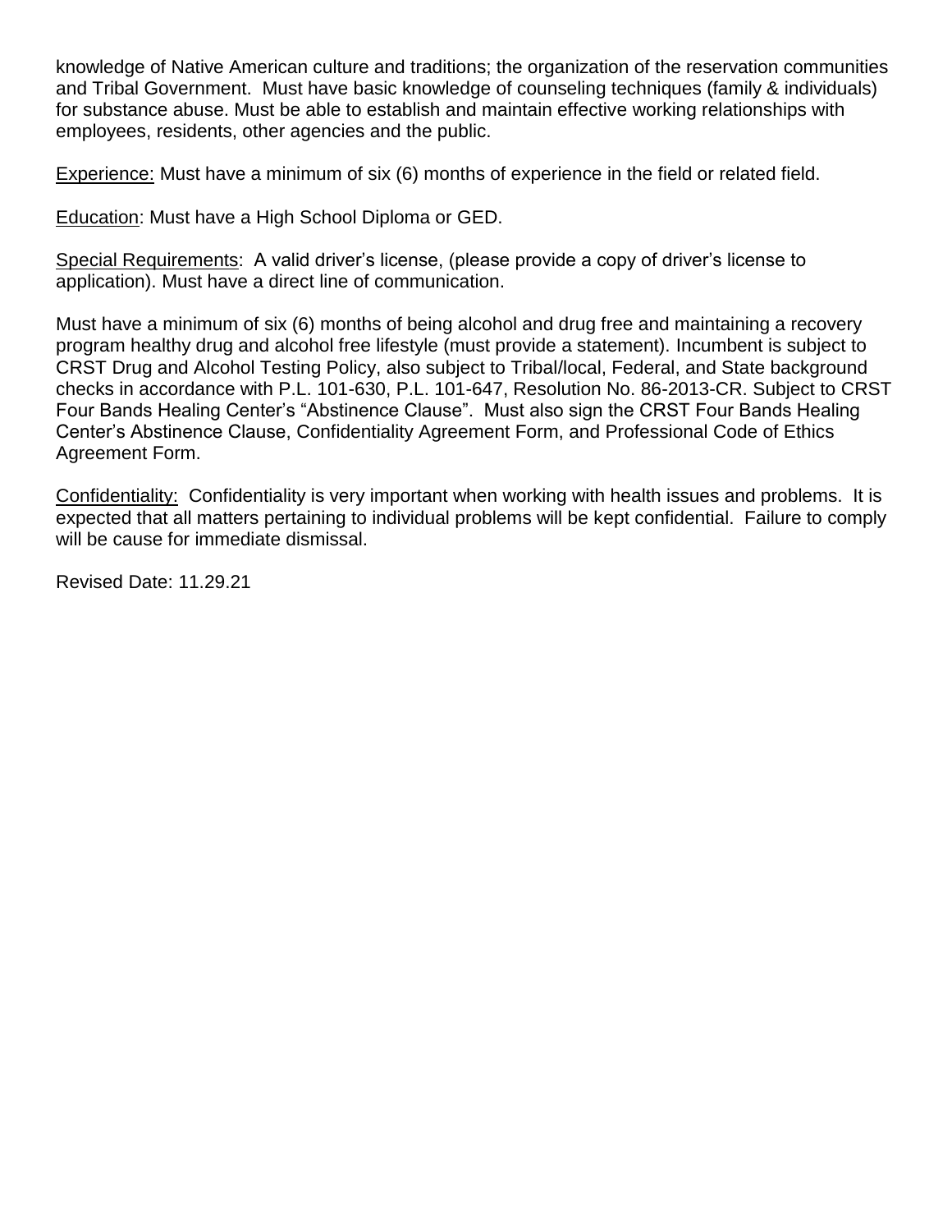knowledge of Native American culture and traditions; the organization of the reservation communities and Tribal Government. Must have basic knowledge of counseling techniques (family & individuals) for substance abuse. Must be able to establish and maintain effective working relationships with employees, residents, other agencies and the public.

Experience: Must have a minimum of six (6) months of experience in the field or related field.

Education: Must have a High School Diploma or GED.

Special Requirements: A valid driver's license, (please provide a copy of driver's license to application). Must have a direct line of communication.

Must have a minimum of six (6) months of being alcohol and drug free and maintaining a recovery program healthy drug and alcohol free lifestyle (must provide a statement). Incumbent is subject to CRST Drug and Alcohol Testing Policy, also subject to Tribal/local, Federal, and State background checks in accordance with P.L. 101-630, P.L. 101-647, Resolution No. 86-2013-CR. Subject to CRST Four Bands Healing Center's "Abstinence Clause". Must also sign the CRST Four Bands Healing Center's Abstinence Clause, Confidentiality Agreement Form, and Professional Code of Ethics Agreement Form.

Confidentiality: Confidentiality is very important when working with health issues and problems. It is expected that all matters pertaining to individual problems will be kept confidential. Failure to comply will be cause for immediate dismissal.

Revised Date: 11.29.21